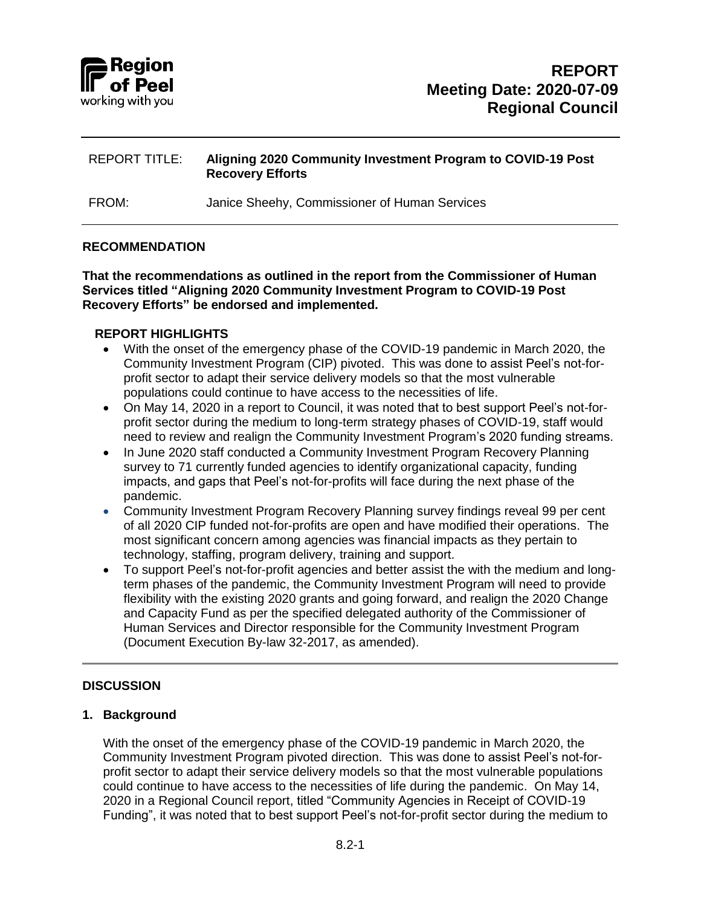**REPORT**
**Meeting Date: 2020-07-09**
**Regional Council**

REPORT TITLE: **Aligning 2020 Community Investment Program to COVID-19 Post Recovery Efforts**

FROM: Janice Sheehy, Commissioner of Human Services

## RECOMMENDATION

**That the recommendations as outlined in the report from the Commissioner of Human Services titled "Aligning 2020 Community Investment Program to COVID-19 Post Recovery Efforts" be endorsed and implemented.**

### REPORT HIGHLIGHTS

- With the onset of the emergency phase of the COVID-19 pandemic in March 2020, the Community Investment Program (CIP) pivoted. This was done to assist Peel's not-for-profit sector to adapt their service delivery models so that the most vulnerable populations could continue to have access to the necessities of life.
- On May 14, 2020 in a report to Council, it was noted that to best support Peel's not-for-profit sector during the medium to long-term strategy phases of COVID-19, staff would need to review and realign the Community Investment Program's 2020 funding streams.
- In June 2020 staff conducted a Community Investment Program Recovery Planning survey to 71 currently funded agencies to identify organizational capacity, funding impacts, and gaps that Peel's not-for-profits will face during the next phase of the pandemic.
- Community Investment Program Recovery Planning survey findings reveal 99 per cent of all 2020 CIP funded not-for-profits are open and have modified their operations. The most significant concern among agencies was financial impacts as they pertain to technology, staffing, program delivery, training and support.
- To support Peel's not-for-profit agencies and better assist the with the medium and long-term phases of the pandemic, the Community Investment Program will need to provide flexibility with the existing 2020 grants and going forward, and realign the 2020 Change and Capacity Fund as per the specified delegated authority of the Commissioner of Human Services and Director responsible for the Community Investment Program (Document Execution By-law 32-2017, as amended).

## DISCUSSION

### 1. Background

With the onset of the emergency phase of the COVID-19 pandemic in March 2020, the Community Investment Program pivoted direction. This was done to assist Peel's not-for-profit sector to adapt their service delivery models so that the most vulnerable populations could continue to have access to the necessities of life during the pandemic. On May 14, 2020 in a Regional Council report, titled "Community Agencies in Receipt of COVID-19 Funding", it was noted that to best support Peel's not-for-profit sector during the medium to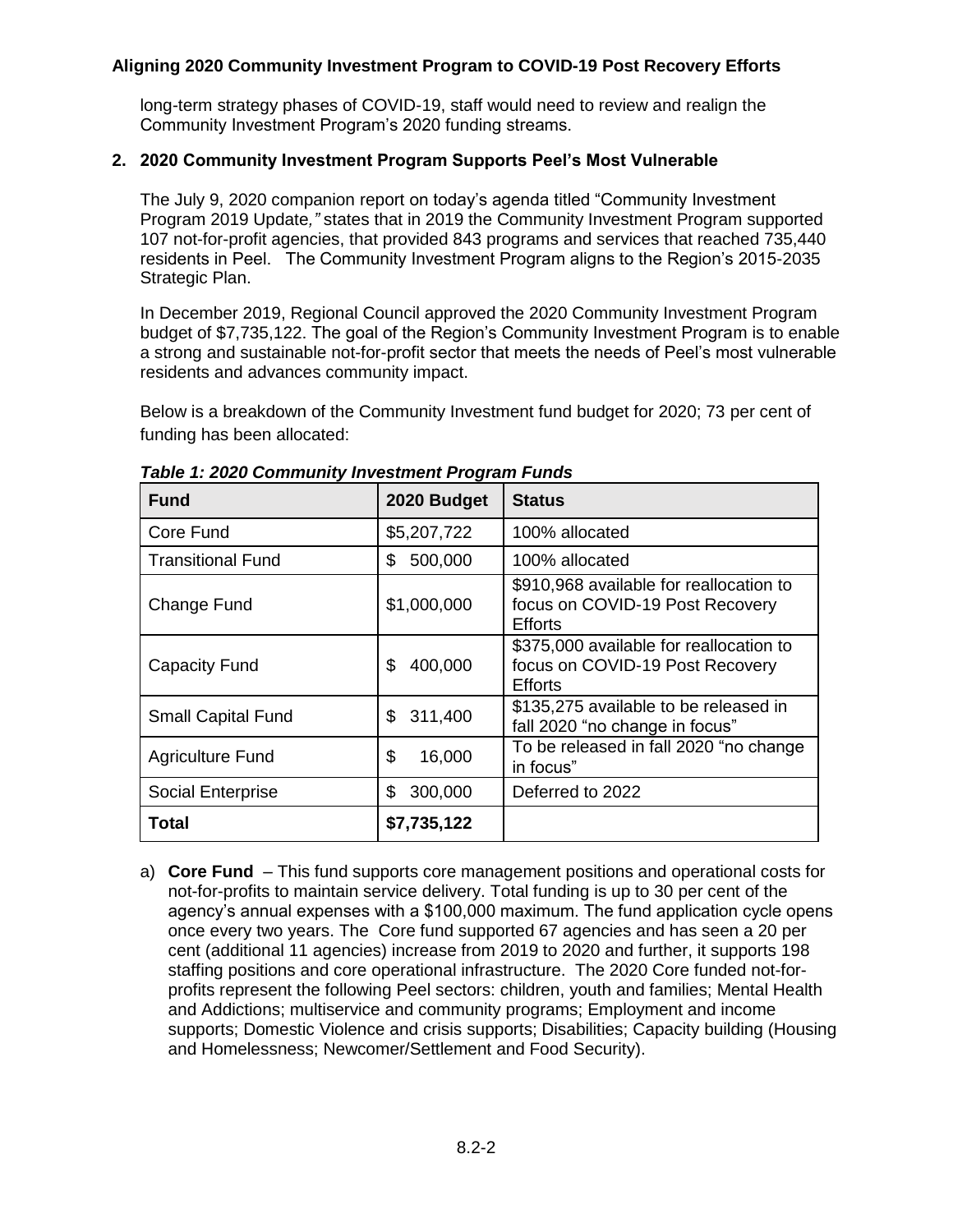long-term strategy phases of COVID-19, staff would need to review and realign the Community Investment Program's 2020 funding streams.

## 2. 2020 Community Investment Program Supports Peel's Most Vulnerable

The July 9, 2020 companion report on today's agenda titled "Community Investment Program 2019 Update*,"* states that in 2019 the Community Investment Program supported 107 not-for-profit agencies, that provided 843 programs and services that reached 735,440 residents in Peel. The Community Investment Program aligns to the Region's 2015-2035 Strategic Plan.

In December 2019, Regional Council approved the 2020 Community Investment Program budget of $7,735,122. The goal of the Region's Community Investment Program is to enable a strong and sustainable not-for-profit sector that meets the needs of Peel's most vulnerable residents and advances community impact.

Below is a breakdown of the Community Investment fund budget for 2020; 73 per cent of funding has been allocated:

***Table 1: 2020 Community Investment Program Funds***

| Fund | 2020 Budget | Status |
|---|---|---|
| Core Fund | $5,207,722 | 100% allocated |
| Transitional Fund | $ 500,000 | 100% allocated |
| Change Fund | $1,000,000 | $910,968 available for reallocation to focus on COVID-19 Post Recovery Efforts |
| Capacity Fund | $ 400,000 | $375,000 available for reallocation to focus on COVID-19 Post Recovery Efforts |
| Small Capital Fund | $ 311,400 | $135,275 available to be released in fall 2020 "no change in focus" |
| Agriculture Fund | $ 16,000 | To be released in fall 2020 "no change in focus" |
| Social Enterprise | $ 300,000 | Deferred to 2022 |
| **Total** | **$7,735,122** | |

a) **Core Fund** – This fund supports core management positions and operational costs for not-for-profits to maintain service delivery. Total funding is up to 30 per cent of the agency's annual expenses with a $100,000 maximum. The fund application cycle opens once every two years. The Core fund supported 67 agencies and has seen a 20 per cent (additional 11 agencies) increase from 2019 to 2020 and further, it supports 198 staffing positions and core operational infrastructure. The 2020 Core funded not-for-profits represent the following Peel sectors: children, youth and families; Mental Health and Addictions; multiservice and community programs; Employment and income supports; Domestic Violence and crisis supports; Disabilities; Capacity building (Housing and Homelessness; Newcomer/Settlement and Food Security).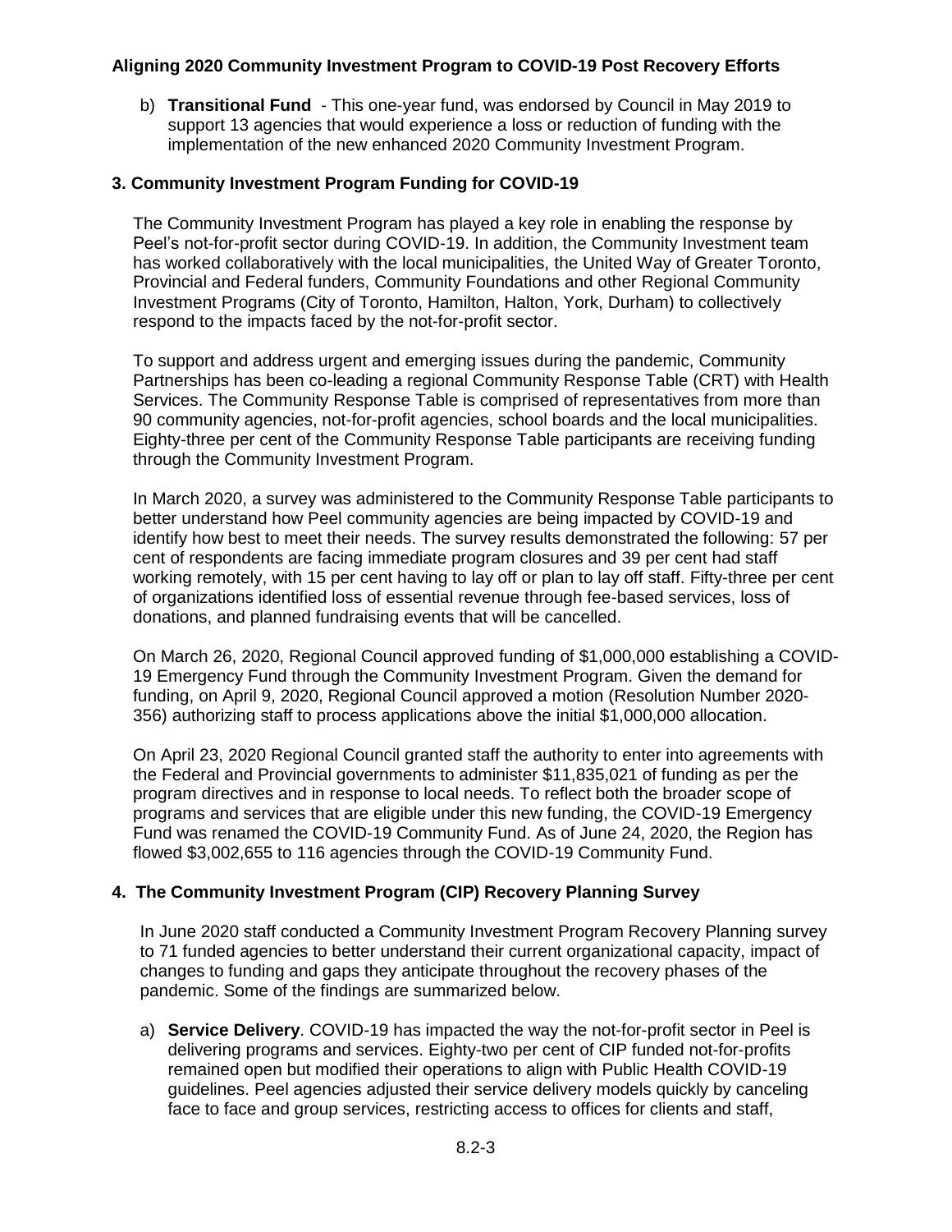b) **Transitional Fund** - This one-year fund, was endorsed by Council in May 2019 to support 13 agencies that would experience a loss or reduction of funding with the implementation of the new enhanced 2020 Community Investment Program.

## 3. Community Investment Program Funding for COVID-19

The Community Investment Program has played a key role in enabling the response by Peel's not-for-profit sector during COVID-19. In addition, the Community Investment team has worked collaboratively with the local municipalities, the United Way of Greater Toronto, Provincial and Federal funders, Community Foundations and other Regional Community Investment Programs (City of Toronto, Hamilton, Halton, York, Durham) to collectively respond to the impacts faced by the not-for-profit sector.

To support and address urgent and emerging issues during the pandemic, Community Partnerships has been co-leading a regional Community Response Table (CRT) with Health Services. The Community Response Table is comprised of representatives from more than 90 community agencies, not-for-profit agencies, school boards and the local municipalities. Eighty-three per cent of the Community Response Table participants are receiving funding through the Community Investment Program.

In March 2020, a survey was administered to the Community Response Table participants to better understand how Peel community agencies are being impacted by COVID-19 and identify how best to meet their needs. The survey results demonstrated the following: 57 per cent of respondents are facing immediate program closures and 39 per cent had staff working remotely, with 15 per cent having to lay off or plan to lay off staff. Fifty-three per cent of organizations identified loss of essential revenue through fee-based services, loss of donations, and planned fundraising events that will be cancelled.

On March 26, 2020, Regional Council approved funding of $1,000,000 establishing a COVID-19 Emergency Fund through the Community Investment Program. Given the demand for funding, on April 9, 2020, Regional Council approved a motion (Resolution Number 2020-356) authorizing staff to process applications above the initial $1,000,000 allocation.

On April 23, 2020 Regional Council granted staff the authority to enter into agreements with the Federal and Provincial governments to administer $11,835,021 of funding as per the program directives and in response to local needs. To reflect both the broader scope of programs and services that are eligible under this new funding, the COVID-19 Emergency Fund was renamed the COVID-19 Community Fund. As of June 24, 2020, the Region has flowed $3,002,655 to 116 agencies through the COVID-19 Community Fund.

## 4. The Community Investment Program (CIP) Recovery Planning Survey

In June 2020 staff conducted a Community Investment Program Recovery Planning survey to 71 funded agencies to better understand their current organizational capacity, impact of changes to funding and gaps they anticipate throughout the recovery phases of the pandemic. Some of the findings are summarized below.

a) **Service Delivery**. COVID-19 has impacted the way the not-for-profit sector in Peel is delivering programs and services. Eighty-two per cent of CIP funded not-for-profits remained open but modified their operations to align with Public Health COVID-19 guidelines. Peel agencies adjusted their service delivery models quickly by canceling face to face and group services, restricting access to offices for clients and staff,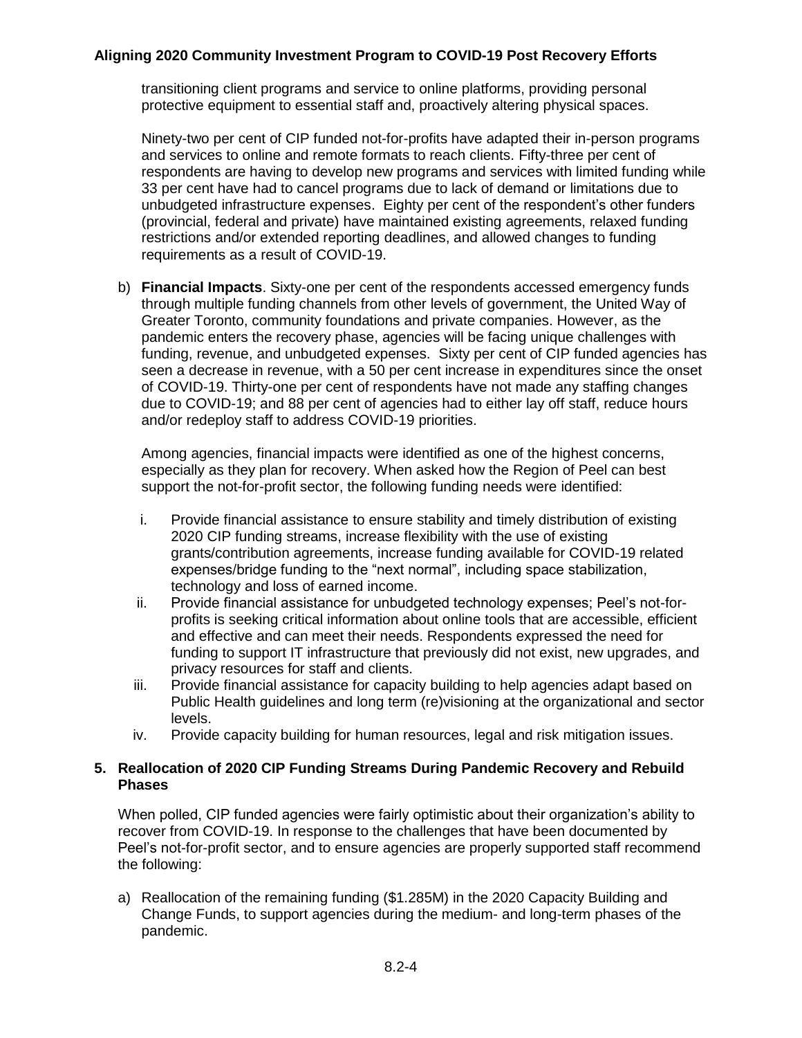transitioning client programs and service to online platforms, providing personal protective equipment to essential staff and, proactively altering physical spaces.

Ninety-two per cent of CIP funded not-for-profits have adapted their in-person programs and services to online and remote formats to reach clients. Fifty-three per cent of respondents are having to develop new programs and services with limited funding while 33 per cent have had to cancel programs due to lack of demand or limitations due to unbudgeted infrastructure expenses. Eighty per cent of the respondent's other funders (provincial, federal and private) have maintained existing agreements, relaxed funding restrictions and/or extended reporting deadlines, and allowed changes to funding requirements as a result of COVID-19.

b) **Financial Impacts**. Sixty-one per cent of the respondents accessed emergency funds through multiple funding channels from other levels of government, the United Way of Greater Toronto, community foundations and private companies. However, as the pandemic enters the recovery phase, agencies will be facing unique challenges with funding, revenue, and unbudgeted expenses. Sixty per cent of CIP funded agencies has seen a decrease in revenue, with a 50 per cent increase in expenditures since the onset of COVID-19. Thirty-one per cent of respondents have not made any staffing changes due to COVID-19; and 88 per cent of agencies had to either lay off staff, reduce hours and/or redeploy staff to address COVID-19 priorities.

Among agencies, financial impacts were identified as one of the highest concerns, especially as they plan for recovery. When asked how the Region of Peel can best support the not-for-profit sector, the following funding needs were identified:

i. Provide financial assistance to ensure stability and timely distribution of existing 2020 CIP funding streams, increase flexibility with the use of existing grants/contribution agreements, increase funding available for COVID-19 related expenses/bridge funding to the "next normal", including space stabilization, technology and loss of earned income.
ii. Provide financial assistance for unbudgeted technology expenses; Peel's not-for-profits is seeking critical information about online tools that are accessible, efficient and effective and can meet their needs. Respondents expressed the need for funding to support IT infrastructure that previously did not exist, new upgrades, and privacy resources for staff and clients.
iii. Provide financial assistance for capacity building to help agencies adapt based on Public Health guidelines and long term (re)visioning at the organizational and sector levels.
iv. Provide capacity building for human resources, legal and risk mitigation issues.

## 5. Reallocation of 2020 CIP Funding Streams During Pandemic Recovery and Rebuild Phases

When polled, CIP funded agencies were fairly optimistic about their organization's ability to recover from COVID-19. In response to the challenges that have been documented by Peel's not-for-profit sector, and to ensure agencies are properly supported staff recommend the following:

a) Reallocation of the remaining funding ($1.285M) in the 2020 Capacity Building and Change Funds, to support agencies during the medium- and long-term phases of the pandemic.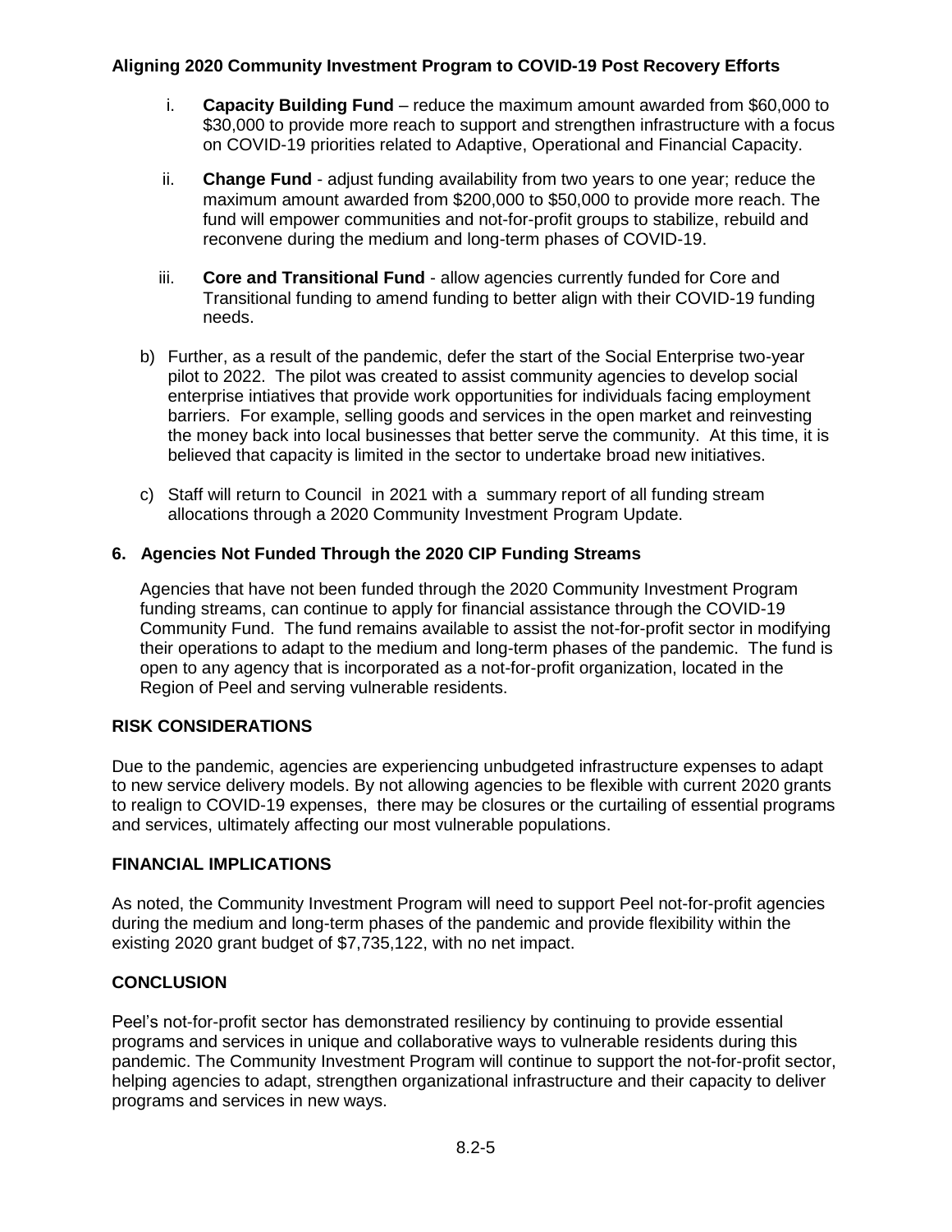i. **Capacity Building Fund** – reduce the maximum amount awarded from $60,000 to $30,000 to provide more reach to support and strengthen infrastructure with a focus on COVID-19 priorities related to Adaptive, Operational and Financial Capacity.

ii. **Change Fund** - adjust funding availability from two years to one year; reduce the maximum amount awarded from $200,000 to $50,000 to provide more reach. The fund will empower communities and not-for-profit groups to stabilize, rebuild and reconvene during the medium and long-term phases of COVID-19.

iii. **Core and Transitional Fund** - allow agencies currently funded for Core and Transitional funding to amend funding to better align with their COVID-19 funding needs.

b) Further, as a result of the pandemic, defer the start of the Social Enterprise two-year pilot to 2022. The pilot was created to assist community agencies to develop social enterprise intiatives that provide work opportunities for individuals facing employment barriers. For example, selling goods and services in the open market and reinvesting the money back into local businesses that better serve the community. At this time, it is believed that capacity is limited in the sector to undertake broad new initiatives.

c) Staff will return to Council in 2021 with a summary report of all funding stream allocations through a 2020 Community Investment Program Update.

## 6. Agencies Not Funded Through the 2020 CIP Funding Streams

Agencies that have not been funded through the 2020 Community Investment Program funding streams, can continue to apply for financial assistance through the COVID-19 Community Fund. The fund remains available to assist the not-for-profit sector in modifying their operations to adapt to the medium and long-term phases of the pandemic. The fund is open to any agency that is incorporated as a not-for-profit organization, located in the Region of Peel and serving vulnerable residents.

## RISK CONSIDERATIONS

Due to the pandemic, agencies are experiencing unbudgeted infrastructure expenses to adapt to new service delivery models. By not allowing agencies to be flexible with current 2020 grants to realign to COVID-19 expenses, there may be closures or the curtailing of essential programs and services, ultimately affecting our most vulnerable populations.

## FINANCIAL IMPLICATIONS

As noted, the Community Investment Program will need to support Peel not-for-profit agencies during the medium and long-term phases of the pandemic and provide flexibility within the existing 2020 grant budget of $7,735,122, with no net impact.

## CONCLUSION

Peel's not-for-profit sector has demonstrated resiliency by continuing to provide essential programs and services in unique and collaborative ways to vulnerable residents during this pandemic. The Community Investment Program will continue to support the not-for-profit sector, helping agencies to adapt, strengthen organizational infrastructure and their capacity to deliver programs and services in new ways.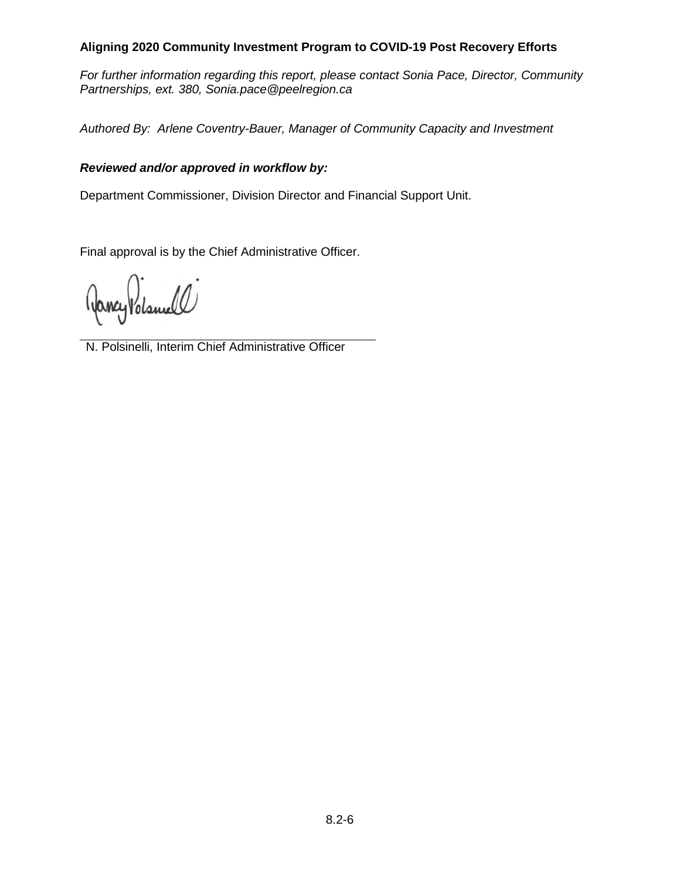**Aligning 2020 Community Investment Program to COVID-19 Post Recovery Efforts**

*For further information regarding this report, please contact Sonia Pace, Director, Community Partnerships, ext. 380, Sonia.pace@peelregion.ca*

*Authored By: Arlene Coventry-Bauer, Manager of Community Capacity and Investment*

***Reviewed and/or approved in workflow by:***

Department Commissioner, Division Director and Financial Support Unit.

Final approval is by the Chief Administrative Officer.

N. Polsinelli, Interim Chief Administrative Officer